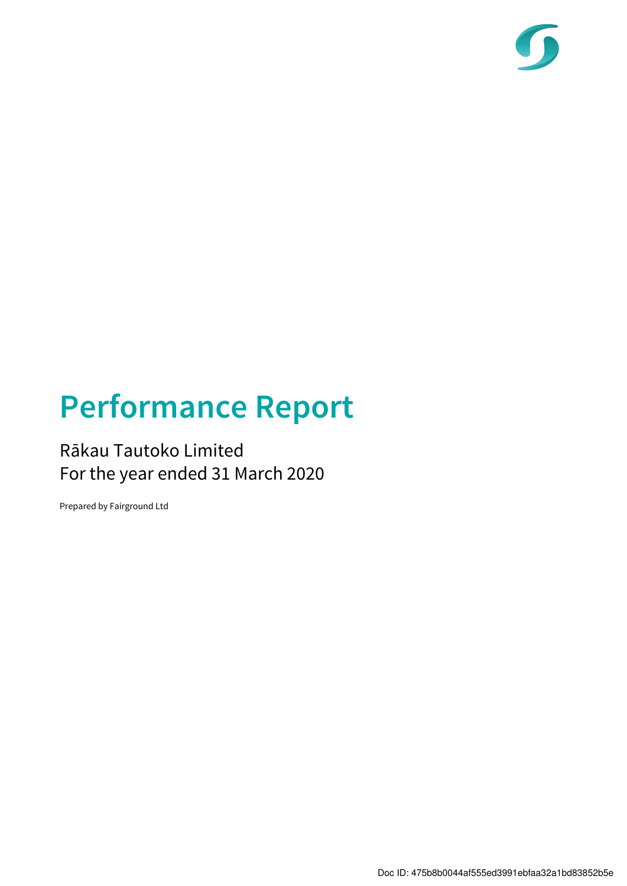# Performance Report

Rākau Tautoko Limited
For the year ended 31 March 2020

Prepared by Fairground Ltd

Doc ID: 475b8b0044af555ed3991ebfaa32a1bd83852b5e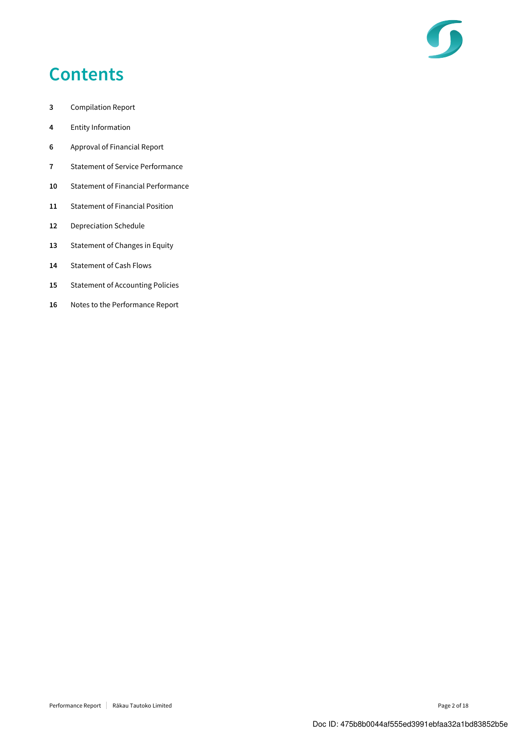# Contents

| | |
|---|---|
| **3** | Compilation Report |
| **4** | Entity Information |
| **6** | Approval of Financial Report |
| **7** | Statement of Service Performance |
| **10** | Statement of Financial Performance |
| **11** | Statement of Financial Position |
| **12** | Depreciation Schedule |
| **13** | Statement of Changes in Equity |
| **14** | Statement of Cash Flows |
| **15** | Statement of Accounting Policies |
| **16** | Notes to the Performance Report |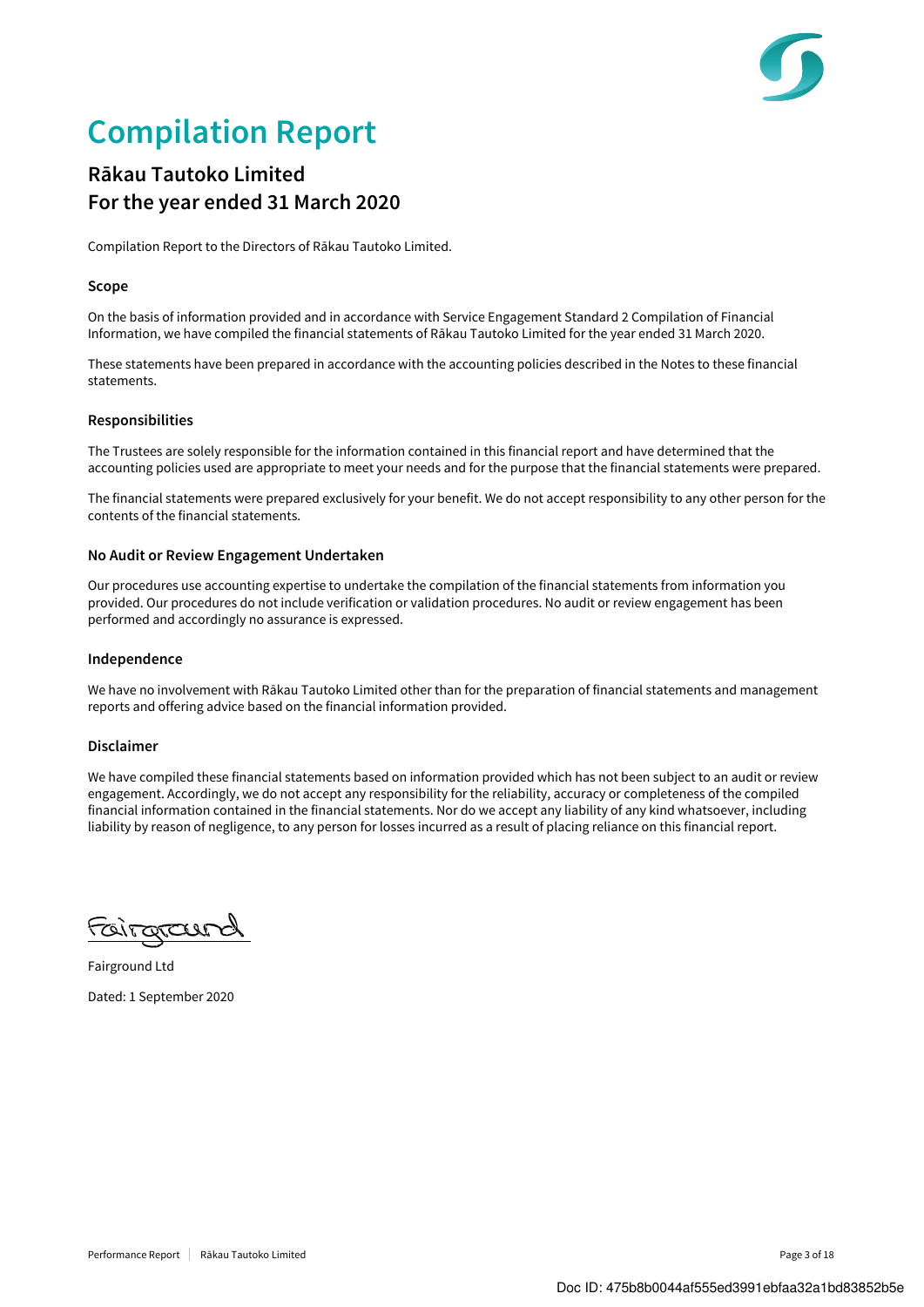# Compilation Report

## Rākau Tautoko Limited
## For the year ended 31 March 2020

Compilation Report to the Directors of Rākau Tautoko Limited.

### Scope

On the basis of information provided and in accordance with Service Engagement Standard 2 Compilation of Financial Information, we have compiled the financial statements of Rākau Tautoko Limited for the year ended 31 March 2020.

These statements have been prepared in accordance with the accounting policies described in the Notes to these financial statements.

### Responsibilities

The Trustees are solely responsible for the information contained in this financial report and have determined that the accounting policies used are appropriate to meet your needs and for the purpose that the financial statements were prepared.

The financial statements were prepared exclusively for your benefit. We do not accept responsibility to any other person for the contents of the financial statements.

### No Audit or Review Engagement Undertaken

Our procedures use accounting expertise to undertake the compilation of the financial statements from information you provided. Our procedures do not include verification or validation procedures. No audit or review engagement has been performed and accordingly no assurance is expressed.

### Independence

We have no involvement with Rākau Tautoko Limited other than for the preparation of financial statements and management reports and offering advice based on the financial information provided.

### Disclaimer

We have compiled these financial statements based on information provided which has not been subject to an audit or review engagement. Accordingly, we do not accept any responsibility for the reliability, accuracy or completeness of the compiled financial information contained in the financial statements. Nor do we accept any liability of any kind whatsoever, including liability by reason of negligence, to any person for losses incurred as a result of placing reliance on this financial report.

Fairground

Fairground Ltd

Dated: 1 September 2020

Doc ID: 475b8b0044af555ed3991ebfaa32a1bd83852b5e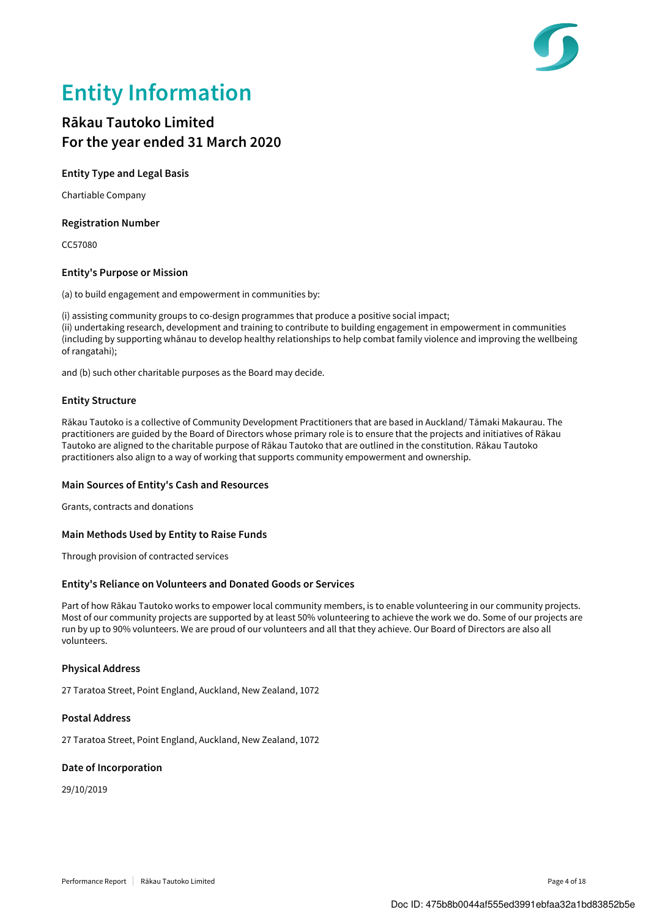# Entity Information

## Rākau Tautoko Limited
## For the year ended 31 March 2020

### Entity Type and Legal Basis

Chartiable Company

### Registration Number

CC57080

### Entity's Purpose or Mission

(a) to build engagement and empowerment in communities by:

(i) assisting community groups to co-design programmes that produce a positive social impact;
(ii) undertaking research, development and training to contribute to building engagement in empowerment in communities (including by supporting whānau to develop healthy relationships to help combat family violence and improving the wellbeing of rangatahi);

and (b) such other charitable purposes as the Board may decide.

### Entity Structure

Rākau Tautoko is a collective of Community Development Practitioners that are based in Auckland/ Tāmaki Makaurau. The practitioners are guided by the Board of Directors whose primary role is to ensure that the projects and initiatives of Rākau Tautoko are aligned to the charitable purpose of Rākau Tautoko that are outlined in the constitution. Rākau Tautoko practitioners also align to a way of working that supports community empowerment and ownership.

### Main Sources of Entity's Cash and Resources

Grants, contracts and donations

### Main Methods Used by Entity to Raise Funds

Through provision of contracted services

### Entity's Reliance on Volunteers and Donated Goods or Services

Part of how Rākau Tautoko works to empower local community members, is to enable volunteering in our community projects. Most of our community projects are supported by at least 50% volunteering to achieve the work we do. Some of our projects are run by up to 90% volunteers. We are proud of our volunteers and all that they achieve. Our Board of Directors are also all volunteers.

### Physical Address

27 Taratoa Street, Point England, Auckland, New Zealand, 1072

### Postal Address

27 Taratoa Street, Point England, Auckland, New Zealand, 1072

### Date of Incorporation

29/10/2019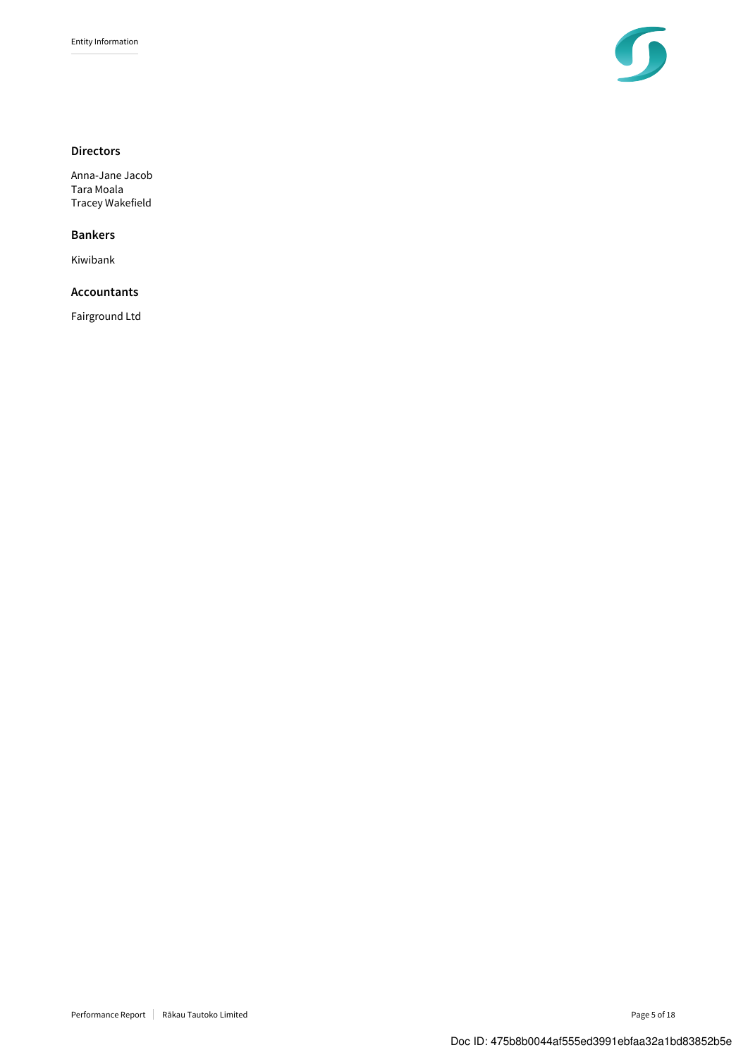### Directors

Anna-Jane Jacob
Tara Moala
Tracey Wakefield

### Bankers

Kiwibank

### Accountants

Fairground Ltd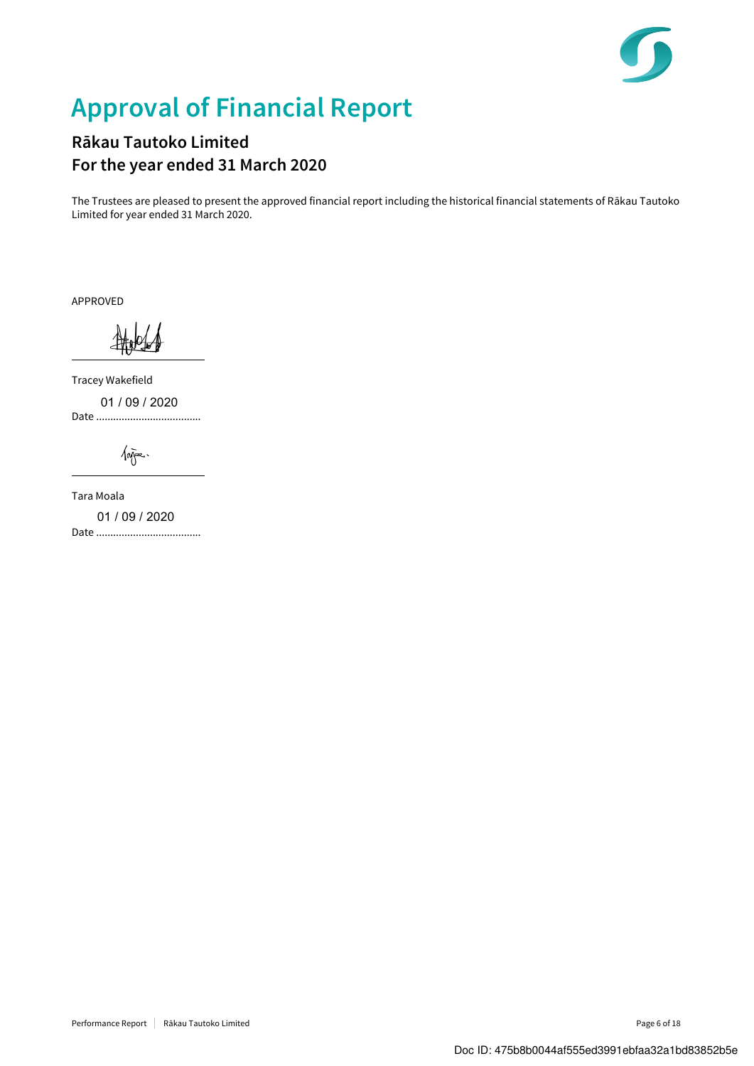# Approval of Financial Report

## Rākau Tautoko Limited
## For the year ended 31 March 2020

The Trustees are pleased to present the approved financial report including the historical financial statements of Rākau Tautoko Limited for year ended 31 March 2020.

APPROVED

Tracey Wakefield

Date 01 / 09 / 2020

Tara Moala

Date 01 / 09 / 2020

Doc ID: 475b8b0044af555ed3991ebfaa32a1bd83852b5e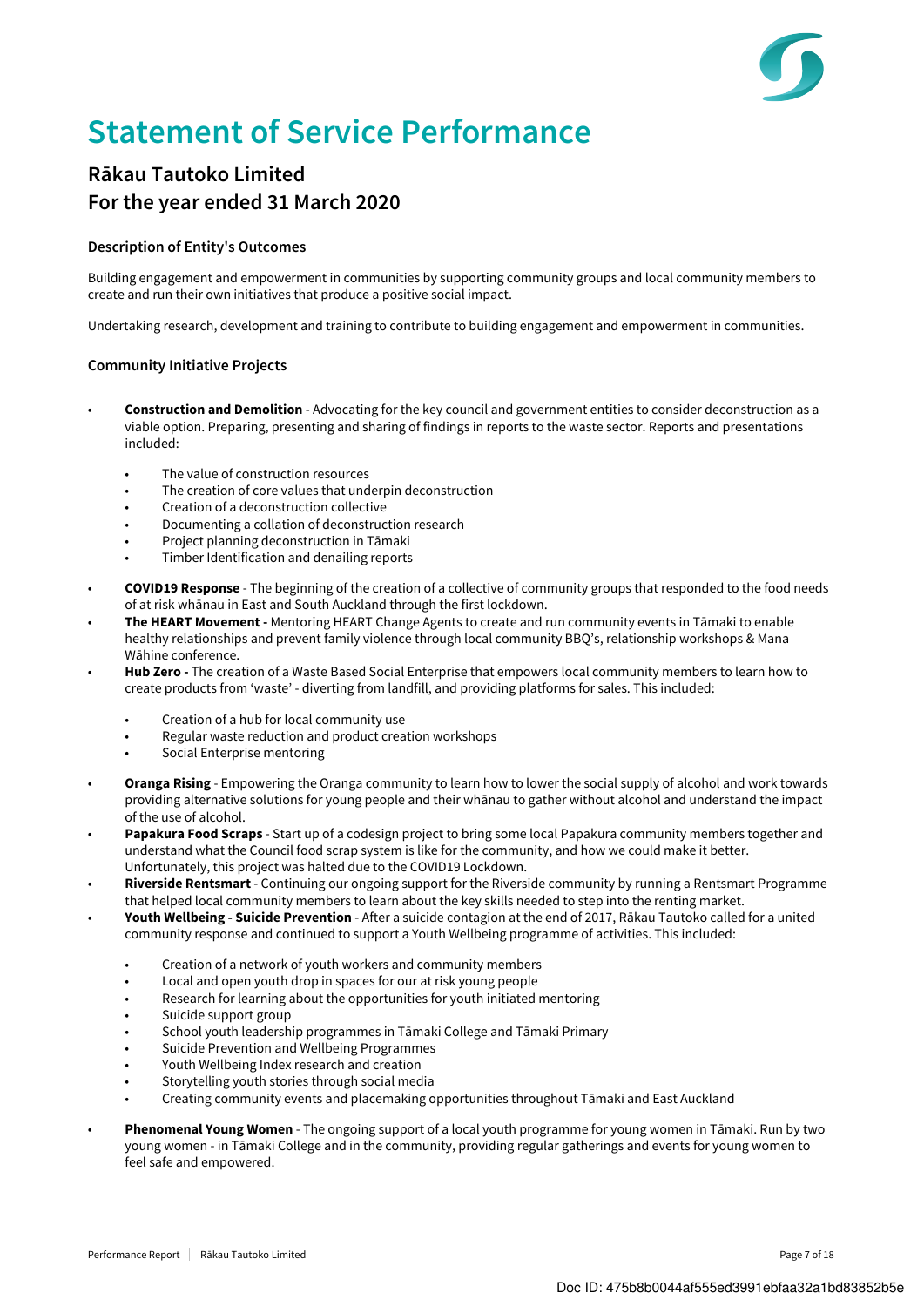# Statement of Service Performance

## Rākau Tautoko Limited
## For the year ended 31 March 2020

### Description of Entity's Outcomes

Building engagement and empowerment in communities by supporting community groups and local community members to create and run their own initiatives that produce a positive social impact.

Undertaking research, development and training to contribute to building engagement and empowerment in communities.

### Community Initiative Projects

- **Construction and Demolition** - Advocating for the key council and government entities to consider deconstruction as a viable option. Preparing, presenting and sharing of findings in reports to the waste sector. Reports and presentations included:
  - The value of construction resources
  - The creation of core values that underpin deconstruction
  - Creation of a deconstruction collective
  - Documenting a collation of deconstruction research
  - Project planning deconstruction in Tāmaki
  - Timber Identification and denailing reports
- **COVID19 Response** - The beginning of the creation of a collective of community groups that responded to the food needs of at risk whānau in East and South Auckland through the first lockdown.
- **The HEART Movement -** Mentoring HEART Change Agents to create and run community events in Tāmaki to enable healthy relationships and prevent family violence through local community BBQ's, relationship workshops & Mana Wāhine conference.
- **Hub Zero -** The creation of a Waste Based Social Enterprise that empowers local community members to learn how to create products from 'waste' - diverting from landfill, and providing platforms for sales. This included:
  - Creation of a hub for local community use
  - Regular waste reduction and product creation workshops
  - Social Enterprise mentoring
- **Oranga Rising** - Empowering the Oranga community to learn how to lower the social supply of alcohol and work towards providing alternative solutions for young people and their whānau to gather without alcohol and understand the impact of the use of alcohol.
- **Papakura Food Scraps** - Start up of a codesign project to bring some local Papakura community members together and understand what the Council food scrap system is like for the community, and how we could make it better. Unfortunately, this project was halted due to the COVID19 Lockdown.
- **Riverside Rentsmart** - Continuing our ongoing support for the Riverside community by running a Rentsmart Programme that helped local community members to learn about the key skills needed to step into the renting market.
- **Youth Wellbeing - Suicide Prevention** - After a suicide contagion at the end of 2017, Rākau Tautoko called for a united community response and continued to support a Youth Wellbeing programme of activities. This included:
  - Creation of a network of youth workers and community members
  - Local and open youth drop in spaces for our at risk young people
  - Research for learning about the opportunities for youth initiated mentoring
  - Suicide support group
  - School youth leadership programmes in Tāmaki College and Tāmaki Primary
  - Suicide Prevention and Wellbeing Programmes
  - Youth Wellbeing Index research and creation
  - Storytelling youth stories through social media
  - Creating community events and placemaking opportunities throughout Tāmaki and East Auckland
- **Phenomenal Young Women** - The ongoing support of a local youth programme for young women in Tāmaki. Run by two young women - in Tāmaki College and in the community, providing regular gatherings and events for young women to feel safe and empowered.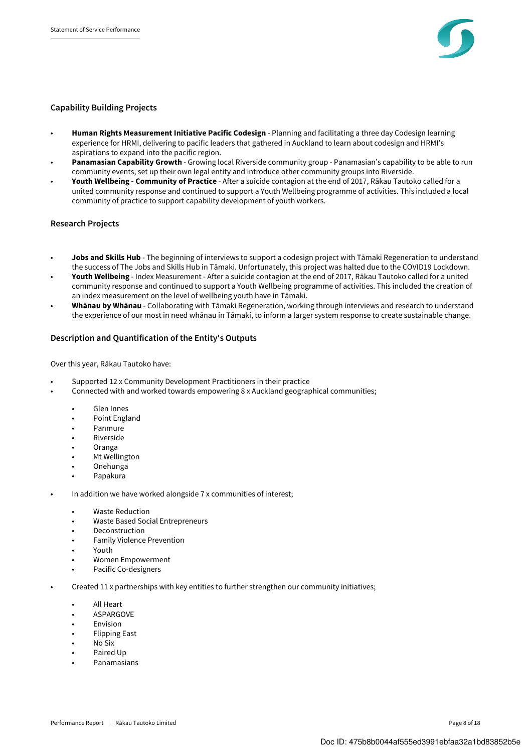## Capability Building Projects

- **Human Rights Measurement Initiative Pacific Codesign** - Planning and facilitating a three day Codesign learning experience for HRMI, delivering to pacific leaders that gathered in Auckland to learn about codesign and HRMI's aspirations to expand into the pacific region.
- **Panamasian Capability Growth** - Growing local Riverside community group - Panamasian's capability to be able to run community events, set up their own legal entity and introduce other community groups into Riverside.
- **Youth Wellbeing - Community of Practice** - After a suicide contagion at the end of 2017, Rākau Tautoko called for a united community response and continued to support a Youth Wellbeing programme of activities. This included a local community of practice to support capability development of youth workers.

## Research Projects

- **Jobs and Skills Hub** - The beginning of interviews to support a codesign project with Tāmaki Regeneration to understand the success of The Jobs and Skills Hub in Tāmaki. Unfortunately, this project was halted due to the COVID19 Lockdown.
- **Youth Wellbeing** - Index Measurement - After a suicide contagion at the end of 2017, Rākau Tautoko called for a united community response and continued to support a Youth Wellbeing programme of activities. This included the creation of an index measurement on the level of wellbeing youth have in Tāmaki.
- **Whānau by Whānau** - Collaborating with Tāmaki Regeneration, working through interviews and research to understand the experience of our most in need whānau in Tāmaki, to inform a larger system response to create sustainable change.

## Description and Quantification of the Entity's Outputs

Over this year, Rākau Tautoko have:

- Supported 12 x Community Development Practitioners in their practice
- Connected with and worked towards empowering 8 x Auckland geographical communities;
  - Glen Innes
  - Point England
  - Panmure
  - Riverside
  - Oranga
  - Mt Wellington
  - Onehunga
  - Papakura
- In addition we have worked alongside 7 x communities of interest;
  - Waste Reduction
  - Waste Based Social Entrepreneurs
  - Deconstruction
  - Family Violence Prevention
  - Youth
  - Women Empowerment
  - Pacific Co-designers
- Created 11 x partnerships with key entities to further strengthen our community initiatives;
  - All Heart
  - ASPARGOVE
  - Envision
  - Flipping East
  - No Six
  - Paired Up
  - Panamasians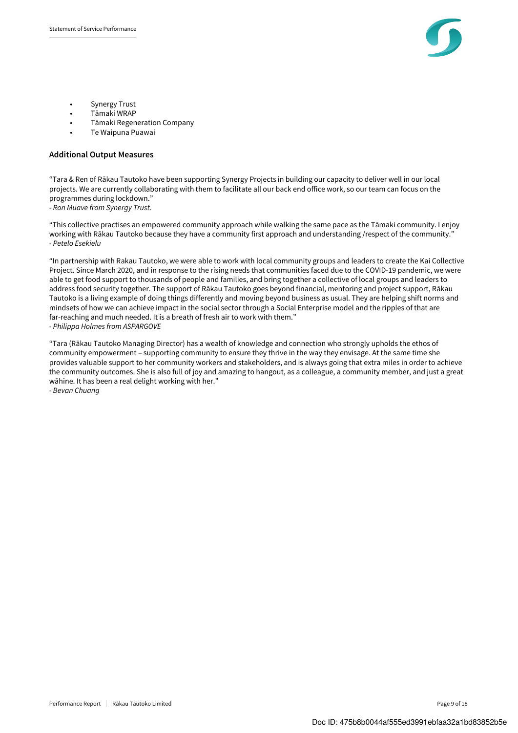- Synergy Trust
- Tāmaki WRAP
- Tāmaki Regeneration Company
- Te Waipuna Puawai

### Additional Output Measures

"Tara & Ren of Rākau Tautoko have been supporting Synergy Projects in building our capacity to deliver well in our local projects. We are currently collaborating with them to facilitate all our back end office work, so our team can focus on the programmes during lockdown."
*- Ron Muave from Synergy Trust.*

"This collective practises an empowered community approach while walking the same pace as the Tāmaki community. I enjoy working with Rākau Tautoko because they have a community first approach and understanding /respect of the community."
*- Petelo Esekielu*

"In partnership with Rakau Tautoko, we were able to work with local community groups and leaders to create the Kai Collective Project. Since March 2020, and in response to the rising needs that communities faced due to the COVID-19 pandemic, we were able to get food support to thousands of people and families, and bring together a collective of local groups and leaders to address food security together. The support of Rākau Tautoko goes beyond financial, mentoring and project support, Rākau Tautoko is a living example of doing things differently and moving beyond business as usual. They are helping shift norms and mindsets of how we can achieve impact in the social sector through a Social Enterprise model and the ripples of that are far-reaching and much needed. It is a breath of fresh air to work with them."
*- Philippa Holmes from ASPARGOVE*

"Tara (Rākau Tautoko Managing Director) has a wealth of knowledge and connection who strongly upholds the ethos of community empowerment – supporting community to ensure they thrive in the way they envisage. At the same time she provides valuable support to her community workers and stakeholders, and is always going that extra miles in order to achieve the community outcomes. She is also full of joy and amazing to hangout, as a colleague, a community member, and just a great wāhine. It has been a real delight working with her."
*- Bevan Chuang*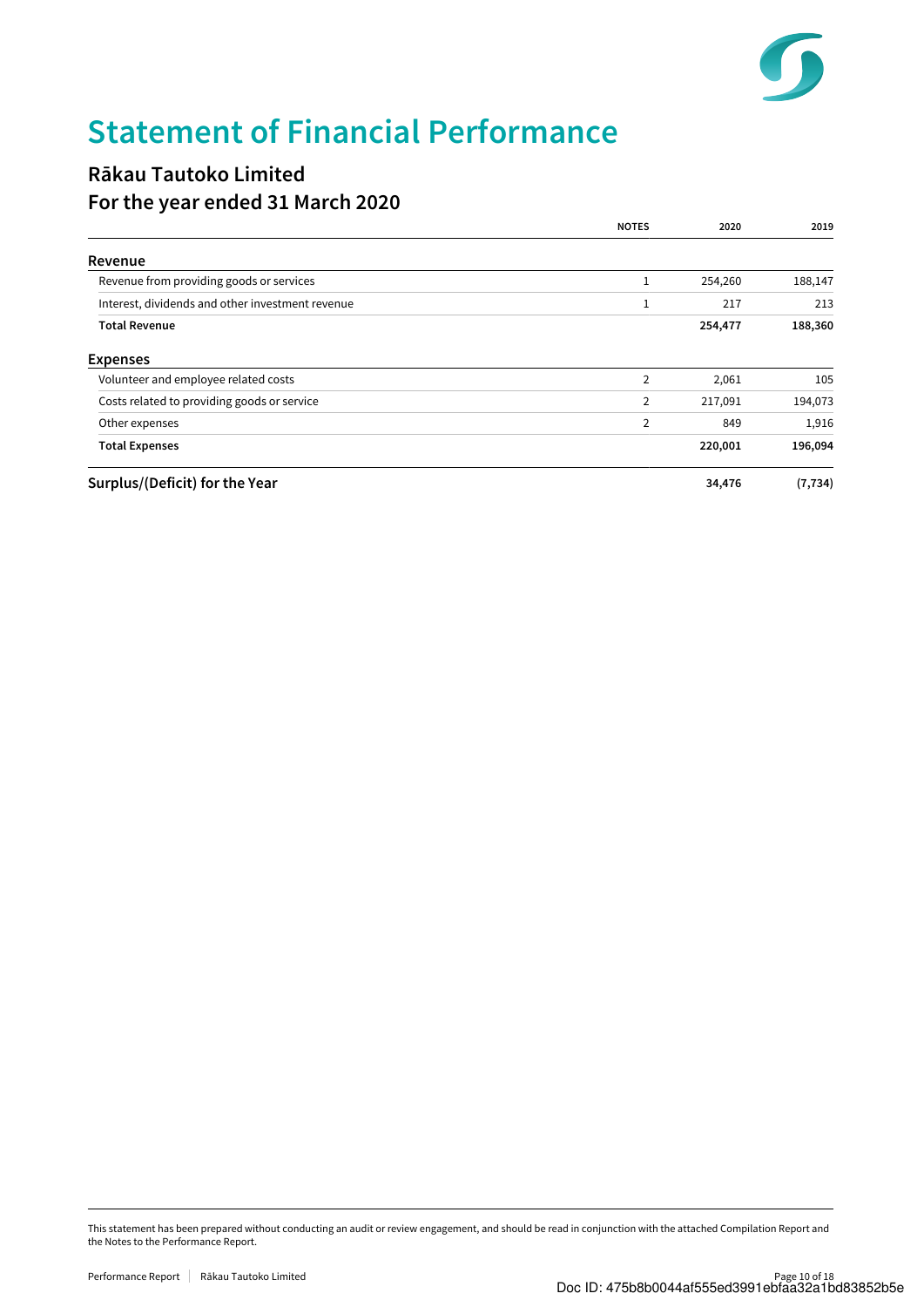# Statement of Financial Performance

## Rākau Tautoko Limited
## For the year ended 31 March 2020

| | NOTES | 2020 | 2019 |
|---|---|---|---|
| **Revenue** | | | |
| Revenue from providing goods or services | 1 | 254,260 | 188,147 |
| Interest, dividends and other investment revenue | 1 | 217 | 213 |
| **Total Revenue** | | **254,477** | **188,360** |
| **Expenses** | | | |
| Volunteer and employee related costs | 2 | 2,061 | 105 |
| Costs related to providing goods or service | 2 | 217,091 | 194,073 |
| Other expenses | 2 | 849 | 1,916 |
| **Total Expenses** | | **220,001** | **196,094** |
| **Surplus/(Deficit) for the Year** | | **34,476** | **(7,734)** |

This statement has been prepared without conducting an audit or review engagement, and should be read in conjunction with the attached Compilation Report and the Notes to the Performance Report.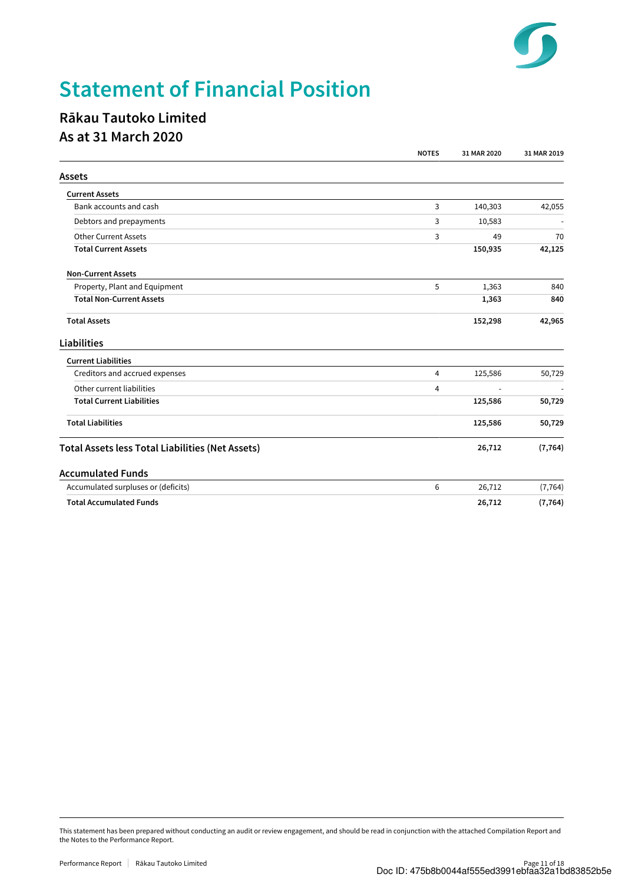# Statement of Financial Position

## Rākau Tautoko Limited
## As at 31 March 2020

| | NOTES | 31 MAR 2020 | 31 MAR 2019 |
|---|---|---|---|
| **Assets** | | | |
| **Current Assets** | | | |
| Bank accounts and cash | 3 | 140,303 | 42,055 |
| Debtors and prepayments | 3 | 10,583 | - |
| Other Current Assets | 3 | 49 | 70 |
| **Total Current Assets** | | **150,935** | **42,125** |
| **Non-Current Assets** | | | |
| Property, Plant and Equipment | 5 | 1,363 | 840 |
| **Total Non-Current Assets** | | **1,363** | **840** |
| **Total Assets** | | **152,298** | **42,965** |
| **Liabilities** | | | |
| **Current Liabilities** | | | |
| Creditors and accrued expenses | 4 | 125,586 | 50,729 |
| Other current liabilities | 4 | - | - |
| **Total Current Liabilities** | | **125,586** | **50,729** |
| **Total Liabilities** | | **125,586** | **50,729** |
| **Total Assets less Total Liabilities (Net Assets)** | | **26,712** | **(7,764)** |
| **Accumulated Funds** | | | |
| Accumulated surpluses or (deficits) | 6 | 26,712 | (7,764) |
| **Total Accumulated Funds** | | **26,712** | **(7,764)** |

This statement has been prepared without conducting an audit or review engagement, and should be read in conjunction with the attached Compilation Report and the Notes to the Performance Report.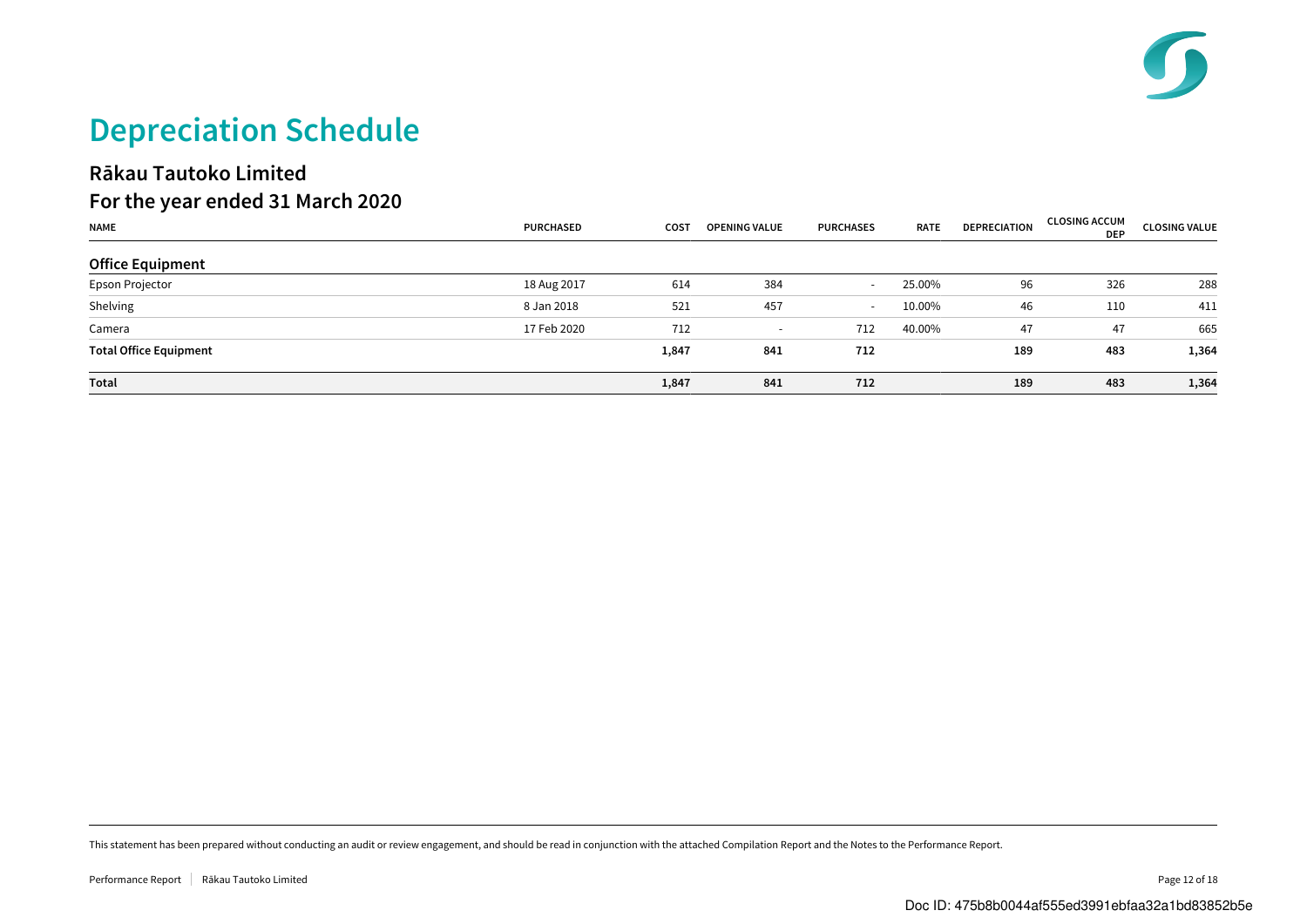# Depreciation Schedule

## Rākau Tautoko Limited

## For the year ended 31 March 2020

| NAME | PURCHASED | COST | OPENING VALUE | PURCHASES | RATE | DEPRECIATION | CLOSING ACCUM DEP | CLOSING VALUE |
|---|---|---|---|---|---|---|---|---|
| **Office Equipment** | | | | | | | | |
| Epson Projector | 18 Aug 2017 | 614 | 384 | - | 25.00% | 96 | 326 | 288 |
| Shelving | 8 Jan 2018 | 521 | 457 | - | 10.00% | 46 | 110 | 411 |
| Camera | 17 Feb 2020 | 712 | - | 712 | 40.00% | 47 | 47 | 665 |
| **Total Office Equipment** | | **1,847** | **841** | **712** | | **189** | **483** | **1,364** |
| **Total** | | **1,847** | **841** | **712** | | **189** | **483** | **1,364** |

This statement has been prepared without conducting an audit or review engagement, and should be read in conjunction with the attached Compilation Report and the Notes to the Performance Report.

Doc ID: 475b8b0044af555ed3991ebfaa32a1bd83852b5e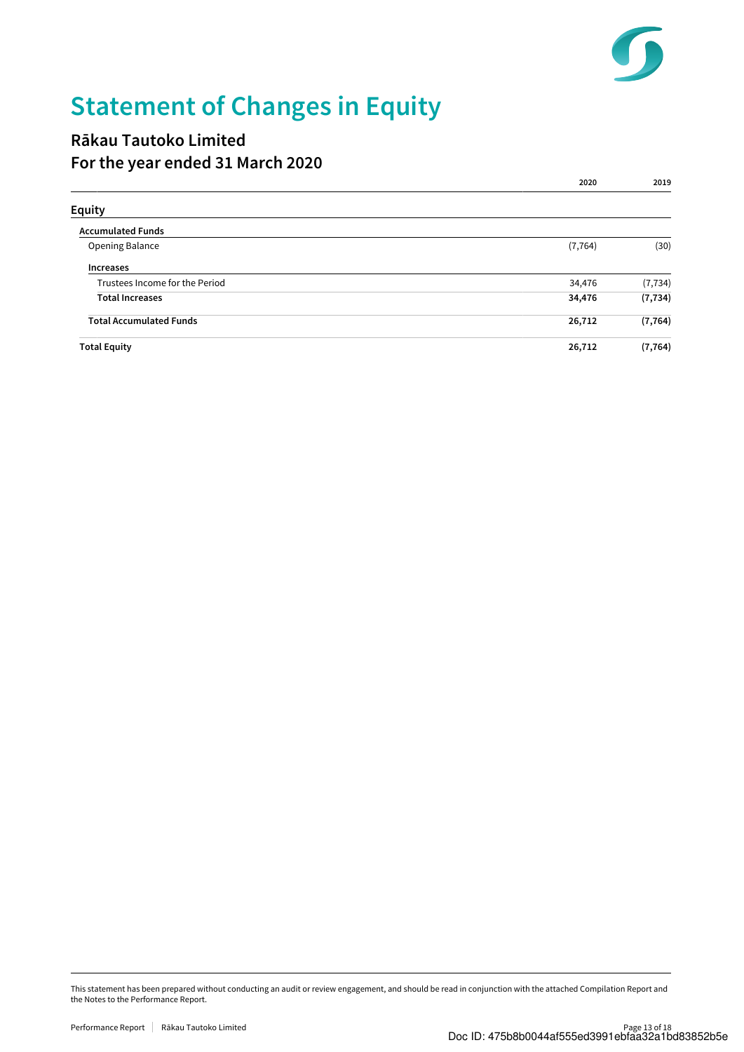# Statement of Changes in Equity

## Rākau Tautoko Limited
## For the year ended 31 March 2020

| | 2020 | 2019 |
|---|---|---|
| **Equity** | | |
| **Accumulated Funds** | | |
| Opening Balance | (7,764) | (30) |
| **Increases** | | |
| Trustees Income for the Period | 34,476 | (7,734) |
| **Total Increases** | **34,476** | **(7,734)** |
| **Total Accumulated Funds** | **26,712** | **(7,764)** |
| **Total Equity** | **26,712** | **(7,764)** |

This statement has been prepared without conducting an audit or review engagement, and should be read in conjunction with the attached Compilation Report and the Notes to the Performance Report.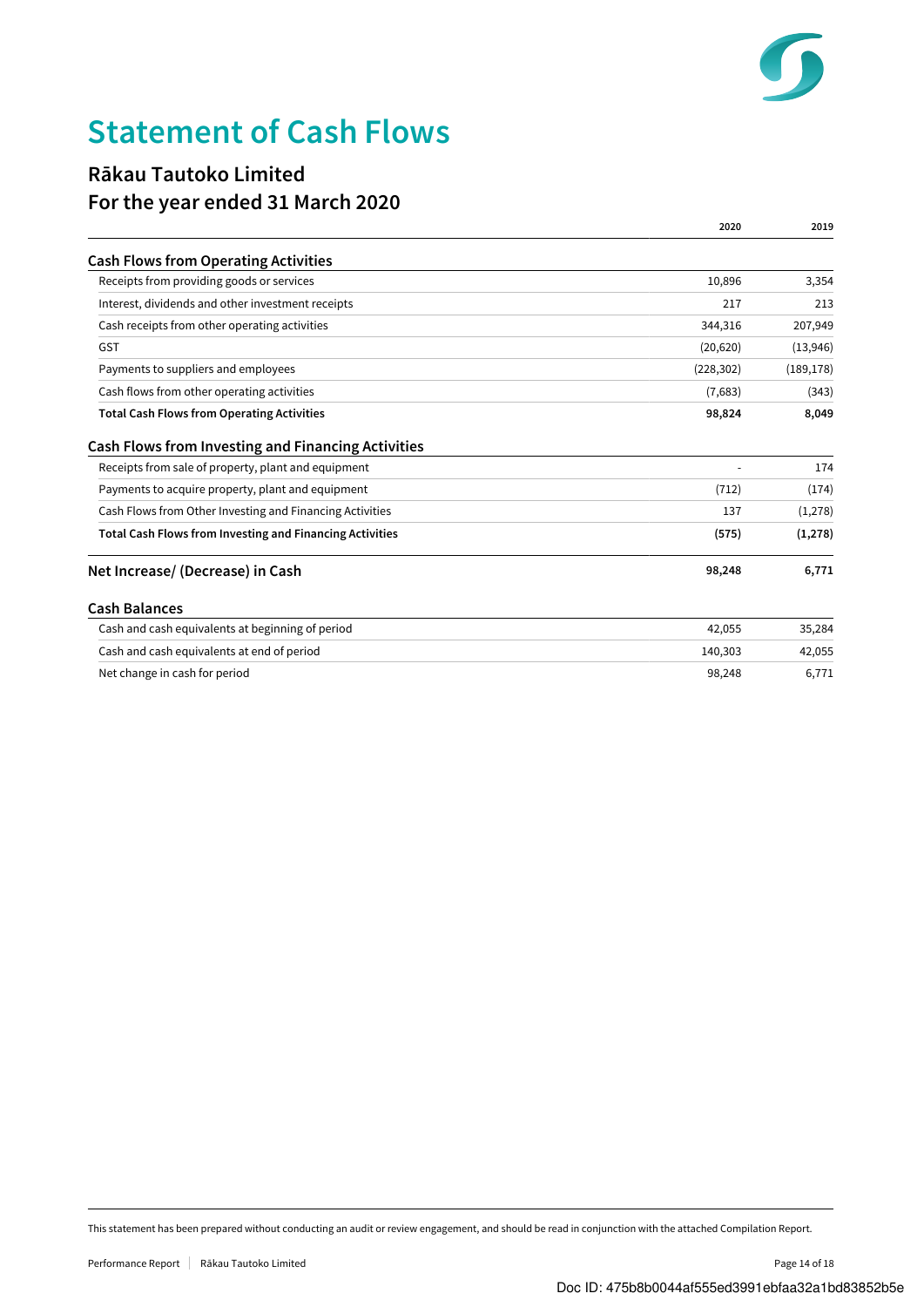# Statement of Cash Flows

## Rākau Tautoko Limited
## For the year ended 31 March 2020

| | 2020 | 2019 |
|---|---|---|
| **Cash Flows from Operating Activities** | | |
| Receipts from providing goods or services | 10,896 | 3,354 |
| Interest, dividends and other investment receipts | 217 | 213 |
| Cash receipts from other operating activities | 344,316 | 207,949 |
| GST | (20,620) | (13,946) |
| Payments to suppliers and employees | (228,302) | (189,178) |
| Cash flows from other operating activities | (7,683) | (343) |
| **Total Cash Flows from Operating Activities** | **98,824** | **8,049** |
| **Cash Flows from Investing and Financing Activities** | | |
| Receipts from sale of property, plant and equipment | - | 174 |
| Payments to acquire property, plant and equipment | (712) | (174) |
| Cash Flows from Other Investing and Financing Activities | 137 | (1,278) |
| **Total Cash Flows from Investing and Financing Activities** | **(575)** | **(1,278)** |
| **Net Increase/ (Decrease) in Cash** | **98,248** | **6,771** |
| **Cash Balances** | | |
| Cash and cash equivalents at beginning of period | 42,055 | 35,284 |
| Cash and cash equivalents at end of period | 140,303 | 42,055 |
| Net change in cash for period | 98,248 | 6,771 |

This statement has been prepared without conducting an audit or review engagement, and should be read in conjunction with the attached Compilation Report.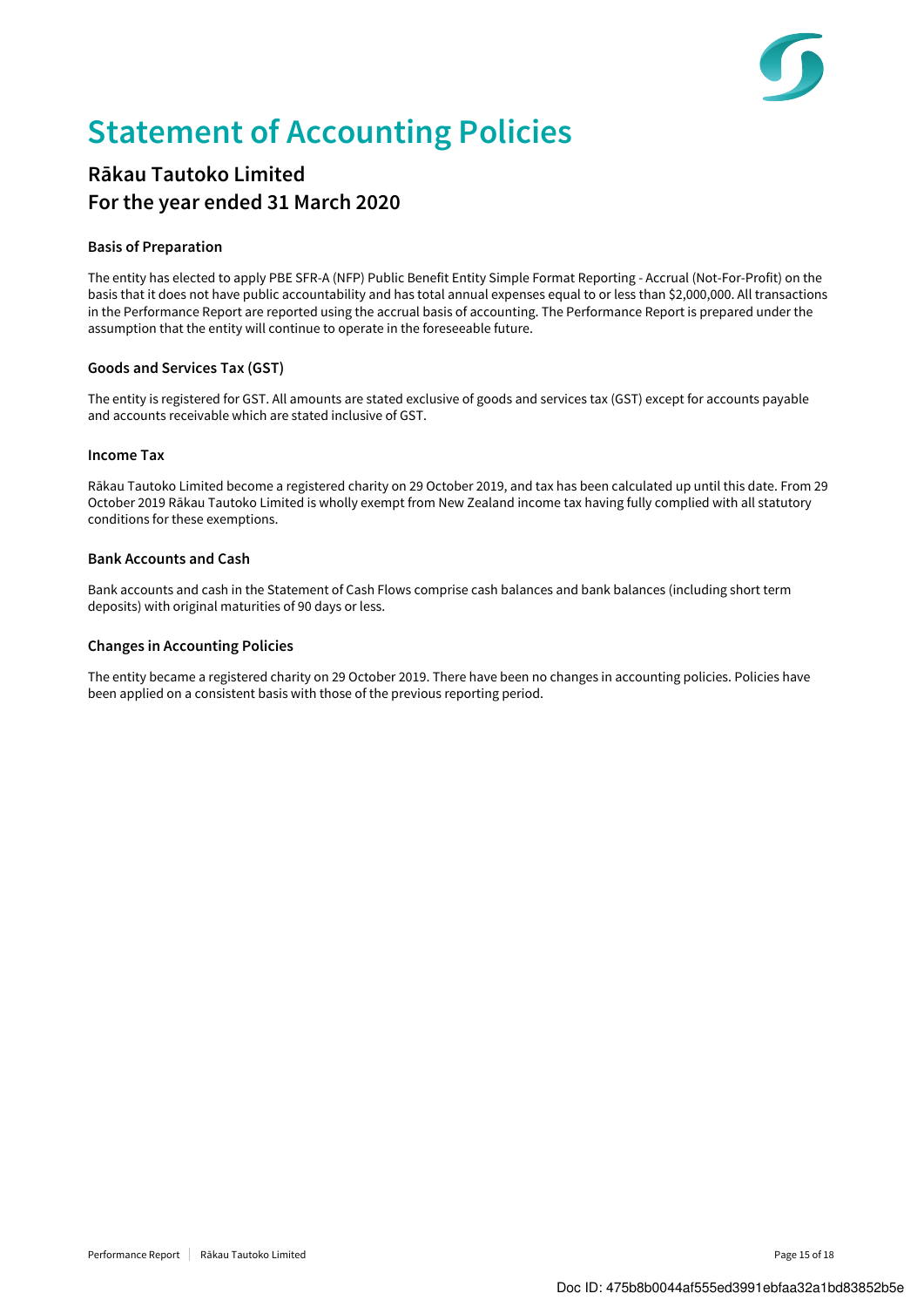# Statement of Accounting Policies

## Rākau Tautoko Limited
## For the year ended 31 March 2020

### Basis of Preparation

The entity has elected to apply PBE SFR-A (NFP) Public Benefit Entity Simple Format Reporting - Accrual (Not-For-Profit) on the basis that it does not have public accountability and has total annual expenses equal to or less than $2,000,000. All transactions in the Performance Report are reported using the accrual basis of accounting. The Performance Report is prepared under the assumption that the entity will continue to operate in the foreseeable future.

### Goods and Services Tax (GST)

The entity is registered for GST. All amounts are stated exclusive of goods and services tax (GST) except for accounts payable and accounts receivable which are stated inclusive of GST.

### Income Tax

Rākau Tautoko Limited become a registered charity on 29 October 2019, and tax has been calculated up until this date. From 29 October 2019 Rākau Tautoko Limited is wholly exempt from New Zealand income tax having fully complied with all statutory conditions for these exemptions.

### Bank Accounts and Cash

Bank accounts and cash in the Statement of Cash Flows comprise cash balances and bank balances (including short term deposits) with original maturities of 90 days or less.

### Changes in Accounting Policies

The entity became a registered charity on 29 October 2019. There have been no changes in accounting policies. Policies have been applied on a consistent basis with those of the previous reporting period.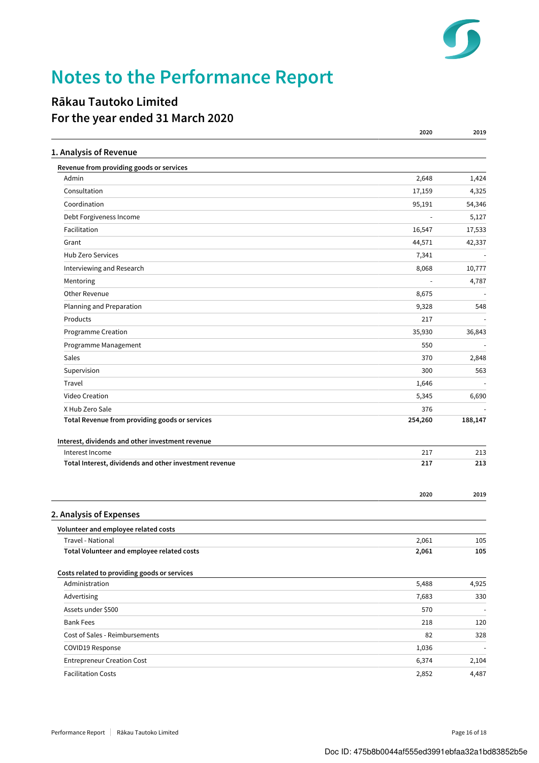# Notes to the Performance Report

## Rākau Tautoko Limited
## For the year ended 31 March 2020

### 1. Analysis of Revenue

| | 2020 | 2019 |
|---|---|---|
| **Revenue from providing goods or services** | | |
| Admin | 2,648 | 1,424 |
| Consultation | 17,159 | 4,325 |
| Coordination | 95,191 | 54,346 |
| Debt Forgiveness Income | - | 5,127 |
| Facilitation | 16,547 | 17,533 |
| Grant | 44,571 | 42,337 |
| Hub Zero Services | 7,341 | - |
| Interviewing and Research | 8,068 | 10,777 |
| Mentoring | - | 4,787 |
| Other Revenue | 8,675 | - |
| Planning and Preparation | 9,328 | 548 |
| Products | 217 | - |
| Programme Creation | 35,930 | 36,843 |
| Programme Management | 550 | - |
| Sales | 370 | 2,848 |
| Supervision | 300 | 563 |
| Travel | 1,646 | - |
| Video Creation | 5,345 | 6,690 |
| X Hub Zero Sale | 376 | - |
| **Total Revenue from providing goods or services** | **254,260** | **188,147** |
| | | |
| **Interest, dividends and other investment revenue** | | |
| Interest Income | 217 | 213 |
| **Total Interest, dividends and other investment revenue** | **217** | **213** |

### 2. Analysis of Expenses

| | 2020 | 2019 |
|---|---|---|
| **Volunteer and employee related costs** | | |
| Travel - National | 2,061 | 105 |
| **Total Volunteer and employee related costs** | **2,061** | **105** |
| | | |
| **Costs related to providing goods or services** | | |
| Administration | 5,488 | 4,925 |
| Advertising | 7,683 | 330 |
| Assets under $500 | 570 | - |
| Bank Fees | 218 | 120 |
| Cost of Sales - Reimbursements | 82 | 328 |
| COVID19 Response | 1,036 | - |
| Entrepreneur Creation Cost | 6,374 | 2,104 |
| Facilitation Costs | 2,852 | 4,487 |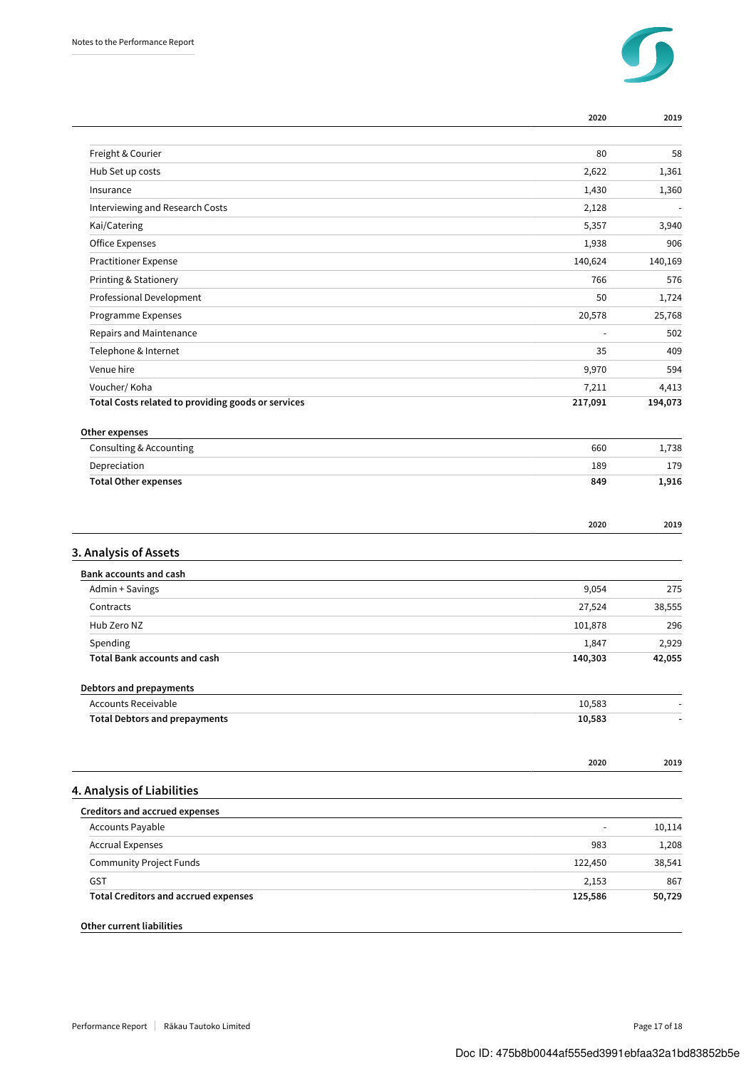|  | 2020 | 2019 |
|---|---|---|
| Freight & Courier | 80 | 58 |
| Hub Set up costs | 2,622 | 1,361 |
| Insurance | 1,430 | 1,360 |
| Interviewing and Research Costs | 2,128 | - |
| Kai/Catering | 5,357 | 3,940 |
| Office Expenses | 1,938 | 906 |
| Practitioner Expense | 140,624 | 140,169 |
| Printing & Stationery | 766 | 576 |
| Professional Development | 50 | 1,724 |
| Programme Expenses | 20,578 | 25,768 |
| Repairs and Maintenance | - | 502 |
| Telephone & Internet | 35 | 409 |
| Venue hire | 9,970 | 594 |
| Voucher/ Koha | 7,211 | 4,413 |
| **Total Costs related to providing goods or services** | **217,091** | **194,073** |

**Other expenses**

|  | 2020 | 2019 |
|---|---|---|
| Consulting & Accounting | 660 | 1,738 |
| Depreciation | 189 | 179 |
| **Total Other expenses** | **849** | **1,916** |

## 3. Analysis of Assets

**Bank accounts and cash**

|  | 2020 | 2019 |
|---|---|---|
| Admin + Savings | 9,054 | 275 |
| Contracts | 27,524 | 38,555 |
| Hub Zero NZ | 101,878 | 296 |
| Spending | 1,847 | 2,929 |
| **Total Bank accounts and cash** | **140,303** | **42,055** |

**Debtors and prepayments**

|  | 2020 | 2019 |
|---|---|---|
| Accounts Receivable | 10,583 | - |
| **Total Debtors and prepayments** | **10,583** | - |

## 4. Analysis of Liabilities

**Creditors and accrued expenses**

|  | 2020 | 2019 |
|---|---|---|
| Accounts Payable | - | 10,114 |
| Accrual Expenses | 983 | 1,208 |
| Community Project Funds | 122,450 | 38,541 |
| GST | 2,153 | 867 |
| **Total Creditors and accrued expenses** | **125,586** | **50,729** |

**Other current liabilities**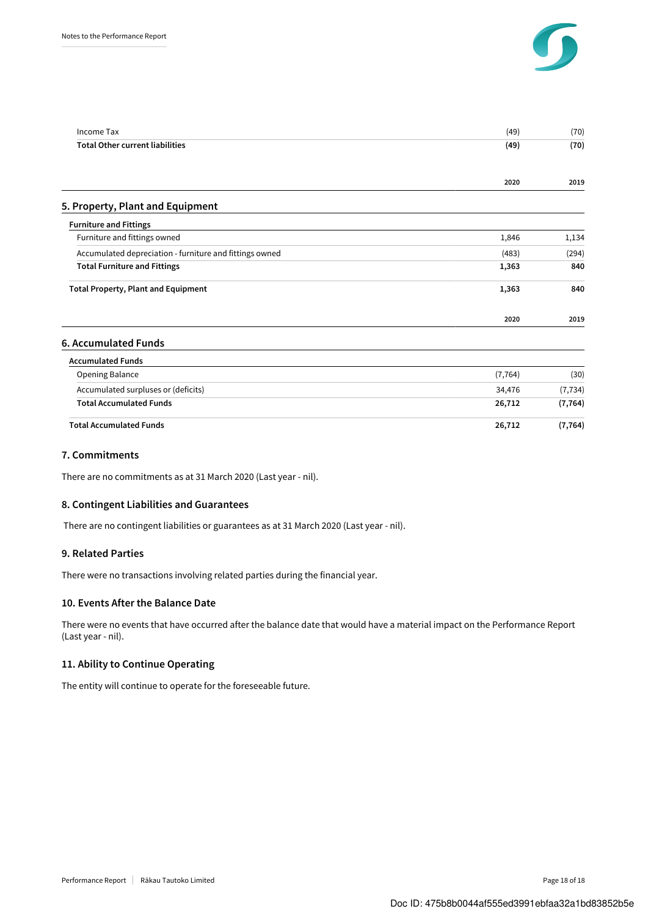| | | |
|---|---|---|
| Income Tax | (49) | (70) |
| **Total Other current liabilities** | **(49)** | **(70)** |

| | 2020 | 2019 |
|---|---|---|

## 5. Property, Plant and Equipment

| | 2020 | 2019 |
|---|---|---|
| **Furniture and Fittings** | | |
| Furniture and fittings owned | 1,846 | 1,134 |
| Accumulated depreciation - furniture and fittings owned | (483) | (294) |
| **Total Furniture and Fittings** | **1,363** | **840** |
| **Total Property, Plant and Equipment** | **1,363** | **840** |

## 6. Accumulated Funds

| | 2020 | 2019 |
|---|---|---|
| **Accumulated Funds** | | |
| Opening Balance | (7,764) | (30) |
| Accumulated surpluses or (deficits) | 34,476 | (7,734) |
| **Total Accumulated Funds** | **26,712** | **(7,764)** |
| **Total Accumulated Funds** | **26,712** | **(7,764)** |

### 7. Commitments

There are no commitments as at 31 March 2020 (Last year - nil).

### 8. Contingent Liabilities and Guarantees

There are no contingent liabilities or guarantees as at 31 March 2020 (Last year - nil).

### 9. Related Parties

There were no transactions involving related parties during the financial year.

### 10. Events After the Balance Date

There were no events that have occurred after the balance date that would have a material impact on the Performance Report (Last year - nil).

### 11. Ability to Continue Operating

The entity will continue to operate for the foreseeable future.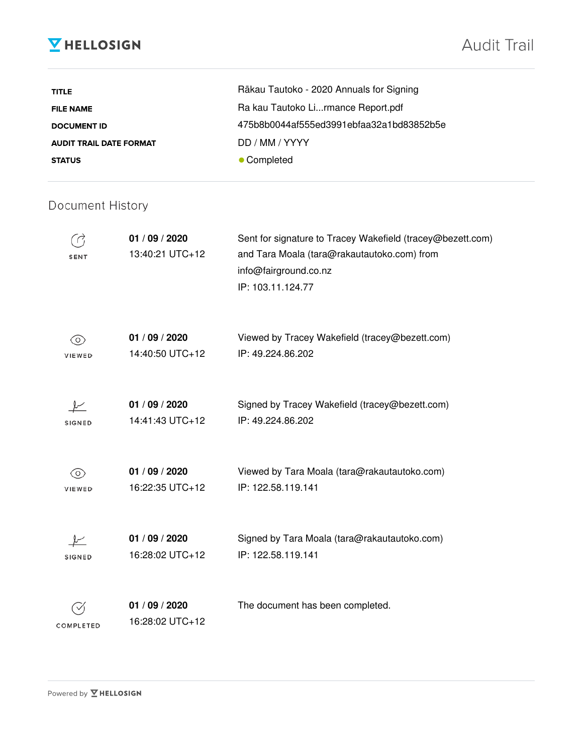# HELLOSIGN

## Audit Trail

| | |
|---|---|
| **TITLE** | Rākau Tautoko - 2020 Annuals for Signing |
| **FILE NAME** | Ra kau Tautoko Li...rmance Report.pdf |
| **DOCUMENT ID** | 475b8b0044af555ed3991ebfaa32a1bd83852b5e |
| **AUDIT TRAIL DATE FORMAT** | DD / MM / YYYY |
| **STATUS** | Completed |

## Document History

| | | |
|---|---|---|
| SENT | **01 / 09 / 2020** 13:40:21 UTC+12 | Sent for signature to Tracey Wakefield (tracey@bezett.com) and Tara Moala (tara@rakautautoko.com) from info@fairground.co.nz IP: 103.11.124.77 |
| VIEWED | **01 / 09 / 2020** 14:40:50 UTC+12 | Viewed by Tracey Wakefield (tracey@bezett.com) IP: 49.224.86.202 |
| SIGNED | **01 / 09 / 2020** 14:41:43 UTC+12 | Signed by Tracey Wakefield (tracey@bezett.com) IP: 49.224.86.202 |
| VIEWED | **01 / 09 / 2020** 16:22:35 UTC+12 | Viewed by Tara Moala (tara@rakautautoko.com) IP: 122.58.119.141 |
| SIGNED | **01 / 09 / 2020** 16:28:02 UTC+12 | Signed by Tara Moala (tara@rakautautoko.com) IP: 122.58.119.141 |
| COMPLETED | **01 / 09 / 2020** 16:28:02 UTC+12 | The document has been completed. |

Powered by HELLOSIGN